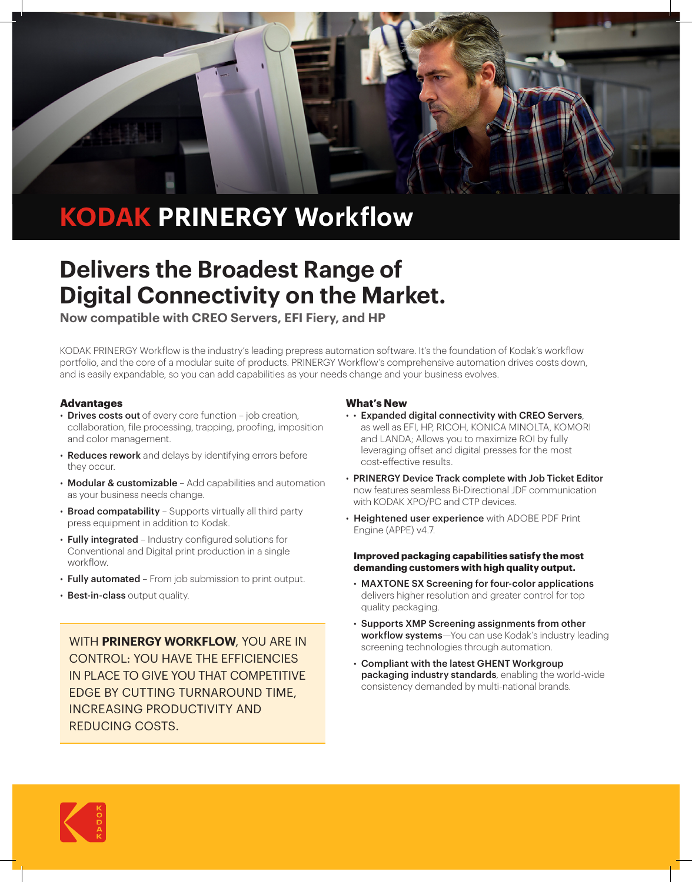# KODAK PRINERGY Workflow

## Delivers the Broadest Range of Digital Connectivity on the Market.

**Now compatible with CREO Servers, EFI Fiery, and HP**

KODAK PRINERGY Workflow is the industry's leading prepress automation software. It's the foundation of Kodak's workflow portfolio, and the core of a modular suite of products. PRINERGY Workflow's comprehensive automation drives costs down, and is easily expandable, so you can add capabilities as your needs change and your business evolves.

### Advantages

- **Drives costs out** of every core function – job creation, collaboration, file processing, trapping, proofing, imposition and color management.
- **Reduces rework** and delays by identifying errors before they occur.
- **Modular & customizable** – Add capabilities and automation as your business needs change.
- **Broad compatability** – Supports virtually all third party press equipment in addition to Kodak.
- **Fully integrated** – Industry configured solutions for Conventional and Digital print production in a single workflow.
- **Fully automated** – From job submission to print output.
- **Best-in-class** output quality.

WITH **PRINERGY WORKFLOW**, YOU ARE IN CONTROL: YOU HAVE THE EFFICIENCIES IN PLACE TO GIVE YOU THAT COMPETITIVE EDGE BY CUTTING TURNAROUND TIME, INCREASING PRODUCTIVITY AND REDUCING COSTS.

### What's New

- **Expanded digital connectivity with CREO Servers**, as well as EFI, HP, RICOH, KONICA MINOLTA, KOMORI and LANDA; Allows you to maximize ROI by fully leveraging offset and digital presses for the most cost-effective results.
- **PRINERGY Device Track complete with Job Ticket Editor** now features seamless Bi-Directional JDF communication with KODAK XPO/PC and CTP devices.
- **Heightened user experience** with ADOBE PDF Print Engine (APPE) v4.7.

**Improved packaging capabilities satisfy the most demanding customers with high quality output.**

- **MAXTONE SX Screening for four-color applications** delivers higher resolution and greater control for top quality packaging.
- **Supports XMP Screening assignments from other workflow systems**—You can use Kodak's industry leading screening technologies through automation.
- **Compliant with the latest GHENT Workgroup packaging industry standards**, enabling the world-wide consistency demanded by multi-national brands.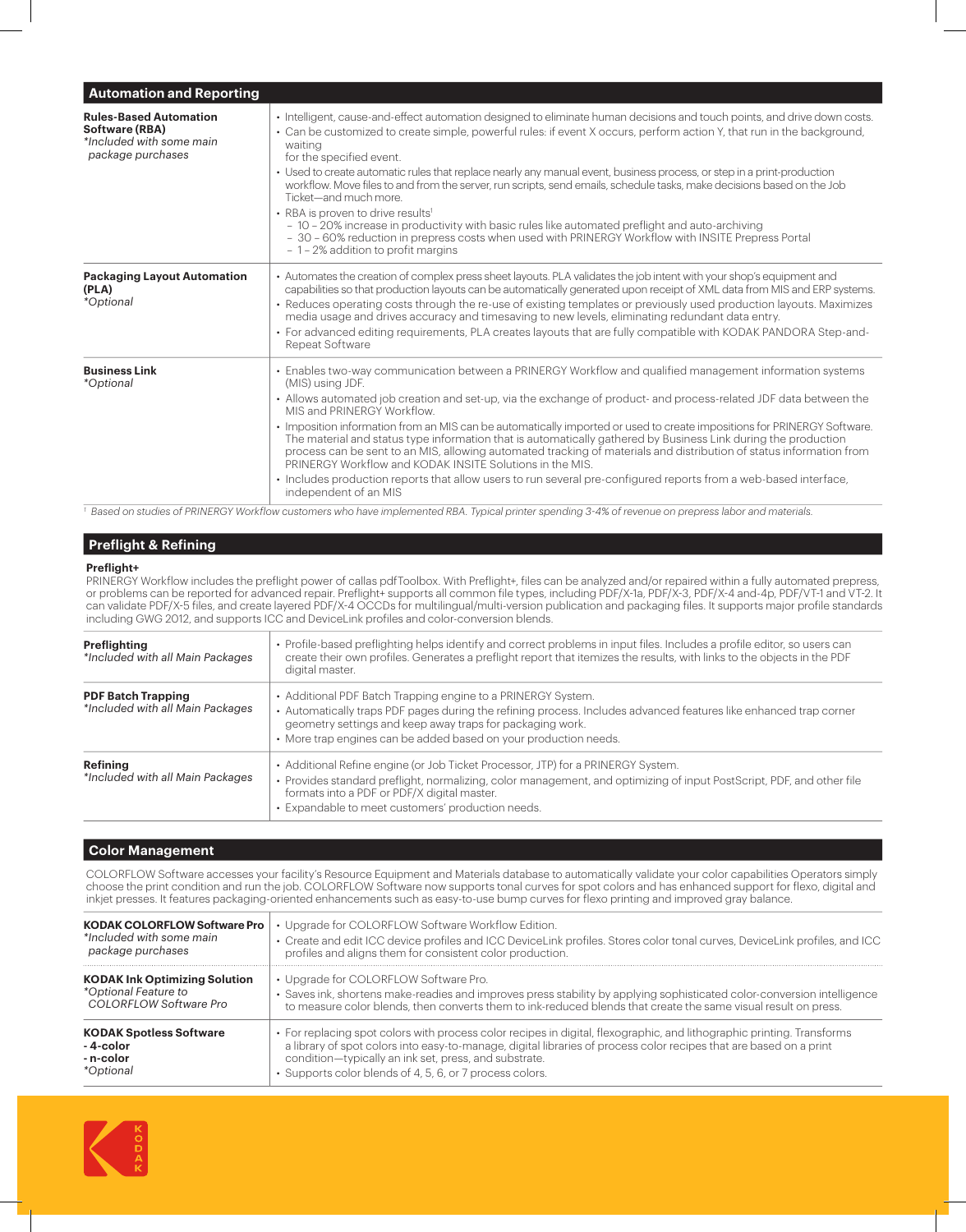## Automation and Reporting

| | |
|---|---|
| **Rules-Based Automation Software (RBA)** *Included with some main package purchases* | • Intelligent, cause-and-effect automation designed to eliminate human decisions and touch points, and drive down costs. • Can be customized to create simple, powerful rules: if event X occurs, perform action Y, that run in the background, waiting for the specified event. • Used to create automatic rules that replace nearly any manual event, business process, or step in a print-production workflow. Move files to and from the server, run scripts, send emails, schedule tasks, make decisions based on the Job Ticket—and much more. • RBA is proven to drive results[1] – 10 – 20% increase in productivity with basic rules like automated preflight and auto-archiving – 30 – 60% reduction in prepress costs when used with PRINERGY Workflow with INSITE Prepress Portal – 1 – 2% addition to profit margins |
| **Packaging Layout Automation (PLA)** *Optional* | • Automates the creation of complex press sheet layouts. PLA validates the job intent with your shop's equipment and capabilities so that production layouts can be automatically generated upon receipt of XML data from MIS and ERP systems. • Reduces operating costs through the re-use of existing templates or previously used production layouts. Maximizes media usage and drives accuracy and timesaving to new levels, eliminating redundant data entry. • For advanced editing requirements, PLA creates layouts that are fully compatible with KODAK PANDORA Step-and-Repeat Software |
| **Business Link** *Optional* | • Enables two-way communication between a PRINERGY Workflow and qualified management information systems (MIS) using JDF. • Allows automated job creation and set-up, via the exchange of product- and process-related JDF data between the MIS and PRINERGY Workflow. • Imposition information from an MIS can be automatically imported or used to create impositions for PRINERGY Software. The material and status type information that is automatically gathered by Business Link during the production process can be sent to an MIS, allowing automated tracking of materials and distribution of status information from PRINERGY Workflow and KODAK INSITE Solutions in the MIS. • Includes production reports that allow users to run several pre-configured reports from a web-based interface, independent of an MIS |

[1] Based on studies of PRINERGY Workflow customers who have implemented RBA. Typical printer spending 3-4% of revenue on prepress labor and materials.

## Preflight & Refining

**Preflight+**

PRINERGY Workflow includes the preflight power of callas pdfToolbox. With Preflight+, files can be analyzed and/or repaired within a fully automated prepress, or problems can be reported for advanced repair. Preflight+ supports all common file types, including PDF/X-1a, PDF/X-3, PDF/X-4 and-4p, PDF/VT-1 and VT-2. It can validate PDF/X-5 files, and create layered PDF/X-4 OCCDs for multilingual/multi-version publication and packaging files. It supports major profile standards including GWG 2012, and supports ICC and DeviceLink profiles and color-conversion blends.

| | |
|---|---|
| **Preflighting** *Included with all Main Packages* | • Profile-based preflighting helps identify and correct problems in input files. Includes a profile editor, so users can create their own profiles. Generates a preflight report that itemizes the results, with links to the objects in the PDF digital master. |
| **PDF Batch Trapping** *Included with all Main Packages* | • Additional PDF Batch Trapping engine to a PRINERGY System. • Automatically traps PDF pages during the refining process. Includes advanced features like enhanced trap corner geometry settings and keep away traps for packaging work. • More trap engines can be added based on your production needs. |
| **Refining** *Included with all Main Packages* | • Additional Refine engine (or Job Ticket Processor, JTP) for a PRINERGY System. • Provides standard preflight, normalizing, color management, and optimizing of input PostScript, PDF, and other file formats into a PDF or PDF/X digital master. • Expandable to meet customers' production needs. |

## Color Management

COLORFLOW Software accesses your facility's Resource Equipment and Materials database to automatically validate your color capabilities Operators simply choose the print condition and run the job. COLORFLOW Software now supports tonal curves for spot colors and has enhanced support for flexo, digital and inkjet presses. It features packaging-oriented enhancements such as easy-to-use bump curves for flexo printing and improved gray balance.

| | |
|---|---|
| **KODAK COLORFLOW Software Pro** *Included with some main package purchases* | • Upgrade for COLORFLOW Software Workflow Edition. • Create and edit ICC device profiles and ICC DeviceLink profiles. Stores color tonal curves, DeviceLink profiles, and ICC profiles and aligns them for consistent color production. |
| **KODAK Ink Optimizing Solution** *Optional Feature to COLORFLOW Software Pro* | • Upgrade for COLORFLOW Software Pro. • Saves ink, shortens make-readies and improves press stability by applying sophisticated color-conversion intelligence to measure color blends, then converts them to ink-reduced blends that create the same visual result on press. |
| **KODAK Spotless Software - 4-color - n-color** *Optional* | • For replacing spot colors with process color recipes in digital, flexographic, and lithographic printing. Transforms a library of spot colors into easy-to-manage, digital libraries of process color recipes that are based on a print condition—typically an ink set, press, and substrate. • Supports color blends of 4, 5, 6, or 7 process colors. |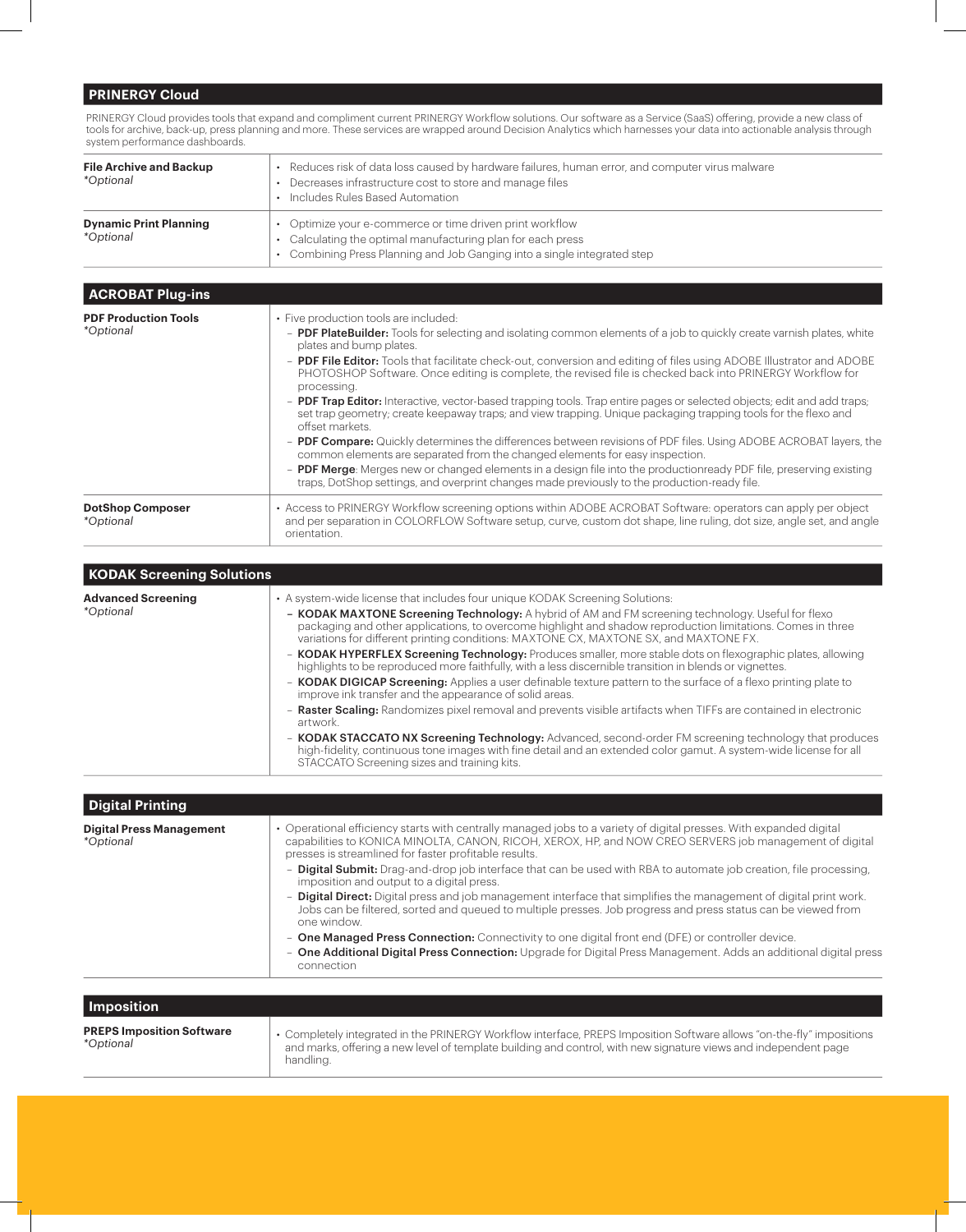## PRINERGY Cloud

PRINERGY Cloud provides tools that expand and compliment current PRINERGY Workflow solutions. Our software as a Service (SaaS) offering, provide a new class of tools for archive, back-up, press planning and more. These services are wrapped around Decision Analytics which harnesses your data into actionable analysis through system performance dashboards.

| | |
|---|---|
| **File Archive and Backup** *Optional | • Reduces risk of data loss caused by hardware failures, human error, and computer virus malware<br>• Decreases infrastructure cost to store and manage files<br>• Includes Rules Based Automation |
| **Dynamic Print Planning** *Optional | • Optimize your e-commerce or time driven print workflow<br>• Calculating the optimal manufacturing plan for each press<br>• Combining Press Planning and Job Ganging into a single integrated step |

## ACROBAT Plug-ins

| | |
|---|---|
| **PDF Production Tools** *Optional | • Five production tools are included:<br>– **PDF PlateBuilder:** Tools for selecting and isolating common elements of a job to quickly create varnish plates, white plates and bump plates.<br>– **PDF File Editor:** Tools that facilitate check-out, conversion and editing of files using ADOBE Illustrator and ADOBE PHOTOSHOP Software. Once editing is complete, the revised file is checked back into PRINERGY Workflow for processing.<br>– **PDF Trap Editor:** Interactive, vector-based trapping tools. Trap entire pages or selected objects; edit and add traps; set trap geometry; create keepaway traps; and view trapping. Unique packaging trapping tools for the flexo and offset markets.<br>– **PDF Compare:** Quickly determines the differences between revisions of PDF files. Using ADOBE ACROBAT layers, the common elements are separated from the changed elements for easy inspection.<br>– **PDF Merge**: Merges new or changed elements in a design file into the productionready PDF file, preserving existing traps, DotShop settings, and overprint changes made previously to the production-ready file. |
| **DotShop Composer** *Optional | • Access to PRINERGY Workflow screening options within ADOBE ACROBAT Software: operators can apply per object and per separation in COLORFLOW Software setup, curve, custom dot shape, line ruling, dot size, angle set, and angle orientation. |

## KODAK Screening Solutions

| | |
|---|---|
| **Advanced Screening** *Optional | • A system-wide license that includes four unique KODAK Screening Solutions:<br>– **KODAK MAXTONE Screening Technology:** A hybrid of AM and FM screening technology. Useful for flexo packaging and other applications, to overcome highlight and shadow reproduction limitations. Comes in three variations for different printing conditions: MAXTONE CX, MAXTONE SX, and MAXTONE FX.<br>– **KODAK HYPERFLEX Screening Technology:** Produces smaller, more stable dots on flexographic plates, allowing highlights to be reproduced more faithfully, with a less discernible transition in blends or vignettes.<br>– **KODAK DIGICAP Screening:** Applies a user definable texture pattern to the surface of a flexo printing plate to improve ink transfer and the appearance of solid areas.<br>– **Raster Scaling:** Randomizes pixel removal and prevents visible artifacts when TIFFs are contained in electronic artwork.<br>– **KODAK STACCATO NX Screening Technology:** Advanced, second-order FM screening technology that produces high-fidelity, continuous tone images with fine detail and an extended color gamut. A system-wide license for all STACCATO Screening sizes and training kits. |

## Digital Printing

| | |
|---|---|
| **Digital Press Management** *Optional | • Operational efficiency starts with centrally managed jobs to a variety of digital presses. With expanded digital capabilities to KONICA MINOLTA, CANON, RICOH, XEROX, HP, and NOW CREO SERVERS job management of digital presses is streamlined for faster profitable results.<br>– **Digital Submit:** Drag-and-drop job interface that can be used with RBA to automate job creation, file processing, imposition and output to a digital press.<br>– **Digital Direct:** Digital press and job management interface that simplifies the management of digital print work. Jobs can be filtered, sorted and queued to multiple presses. Job progress and press status can be viewed from one window.<br>– **One Managed Press Connection:** Connectivity to one digital front end (DFE) or controller device.<br>– **One Additional Digital Press Connection:** Upgrade for Digital Press Management. Adds an additional digital press connection |

## Imposition

| | |
|---|---|
| **PREPS Imposition Software** *Optional | • Completely integrated in the PRINERGY Workflow interface, PREPS Imposition Software allows "on-the-fly" impositions and marks, offering a new level of template building and control, with new signature views and independent page handling. |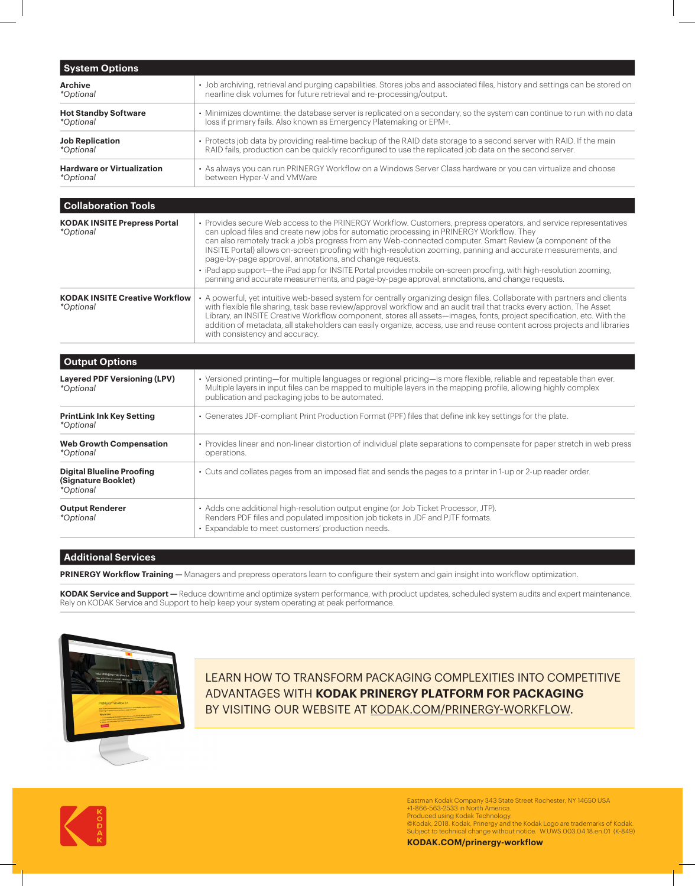## System Options

| | |
|---|---|
| **Archive** *Optional | • Job archiving, retrieval and purging capabilities. Stores jobs and associated files, history and settings can be stored on nearline disk volumes for future retrieval and re-processing/output. |
| **Hot Standby Software** *Optional | • Minimizes downtime: the database server is replicated on a secondary, so the system can continue to run with no data loss if primary fails. Also known as Emergency Platemaking or EPM+. |
| **Job Replication** *Optional | • Protects job data by providing real-time backup of the RAID data storage to a second server with RAID. If the main RAID fails, production can be quickly reconfigured to use the replicated job data on the second server. |
| **Hardware or Virtualization** *Optional | • As always you can run PRINERGY Workflow on a Windows Server Class hardware or you can virtualize and choose between Hyper-V and VMWare |

## Collaboration Tools

| | |
|---|---|
| **KODAK INSITE Prepress Portal** *Optional | • Provides secure Web access to the PRINERGY Workflow. Customers, prepress operators, and service representatives can upload files and create new jobs for automatic processing in PRINERGY Workflow. They can also remotely track a job's progress from any Web-connected computer. Smart Review (a component of the INSITE Portal) allows on-screen proofing with high-resolution zooming, panning and accurate measurements, and page-by-page approval, annotations, and change requests. <br> • iPad app support—the iPad app for INSITE Portal provides mobile on-screen proofing, with high-resolution zooming, panning and accurate measurements, and page-by-page approval, annotations, and change requests. |
| **KODAK INSITE Creative Workflow** *Optional | • A powerful, yet intuitive web-based system for centrally organizing design files. Collaborate with partners and clients with flexible file sharing, task base review/approval workflow and an audit trail that tracks every action. The Asset Library, an INSITE Creative Workflow component, stores all assets—images, fonts, project specification, etc. With the addition of metadata, all stakeholders can easily organize, access, use and reuse content across projects and libraries with consistency and accuracy. |

## Output Options

| | |
|---|---|
| **Layered PDF Versioning (LPV)** *Optional | • Versioned printing—for multiple languages or regional pricing—is more flexible, reliable and repeatable than ever. Multiple layers in input files can be mapped to multiple layers in the mapping profile, allowing highly complex publication and packaging jobs to be automated. |
| **PrintLink Ink Key Setting** *Optional | • Generates JDF-compliant Print Production Format (PPF) files that define ink key settings for the plate. |
| **Web Growth Compensation** *Optional | • Provides linear and non-linear distortion of individual plate separations to compensate for paper stretch in web press operations. |
| **Digital Blueline Proofing (Signature Booklet)** *Optional | • Cuts and collates pages from an imposed flat and sends the pages to a printer in 1-up or 2-up reader order. |
| **Output Renderer** *Optional | • Adds one additional high-resolution output engine (or Job Ticket Processor, JTP). Renders PDF files and populated imposition job tickets in JDF and PJTF formats. <br> • Expandable to meet customers' production needs. |

## Additional Services

**PRINERGY Workflow Training —** Managers and prepress operators learn to configure their system and gain insight into workflow optimization.

**KODAK Service and Support —** Reduce downtime and optimize system performance, with product updates, scheduled system audits and expert maintenance. Rely on KODAK Service and Support to help keep your system operating at peak performance.

LEARN HOW TO TRANSFORM PACKAGING COMPLEXITIES INTO COMPETITIVE ADVANTAGES WITH **KODAK PRINERGY PLATFORM FOR PACKAGING** BY VISITING OUR WEBSITE AT KODAK.COM/PRINERGY-WORKFLOW.

Eastman Kodak Company 343 State Street Rochester, NY 14650 USA
+1-866-563-2533 in North America.
Produced using Kodak Technology.
©Kodak, 2018. Kodak, Prinergy and the Kodak Logo are trademarks of Kodak.
Subject to technical change without notice. W.UWS.003.04.18.en.01 (K-849)

**KODAK.COM/prinergy-workflow**